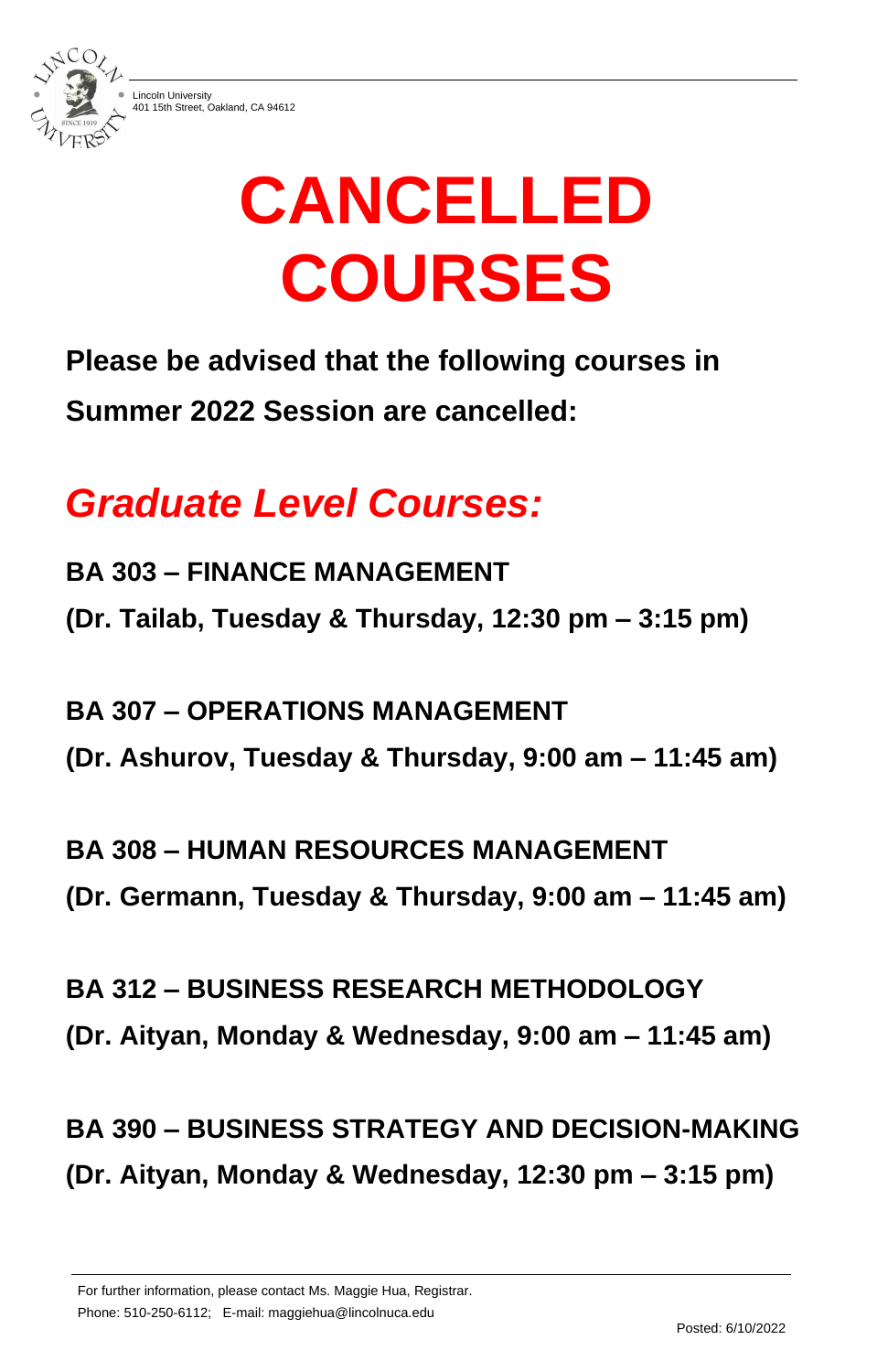Lincoln University
401 15th Street, Oakland, CA 94612

# CANCELLED COURSES

**Please be advised that the following courses in Summer 2022 Session are cancelled:**

## *Graduate Level Courses:*

**BA 303 – FINANCE MANAGEMENT**
**(Dr. Tailab, Tuesday & Thursday, 12:30 pm – 3:15 pm)**

**BA 307 – OPERATIONS MANAGEMENT**
**(Dr. Ashurov, Tuesday & Thursday, 9:00 am – 11:45 am)**

**BA 308 – HUMAN RESOURCES MANAGEMENT**
**(Dr. Germann, Tuesday & Thursday, 9:00 am – 11:45 am)**

**BA 312 – BUSINESS RESEARCH METHODOLOGY**
**(Dr. Aityan, Monday & Wednesday, 9:00 am – 11:45 am)**

**BA 390 – BUSINESS STRATEGY AND DECISION-MAKING**
**(Dr. Aityan, Monday & Wednesday, 12:30 pm – 3:15 pm)**

---

For further information, please contact Ms. Maggie Hua, Registrar.
Phone: 510-250-6112; E-mail: maggiehua@lincolnuca.edu

Posted: 6/10/2022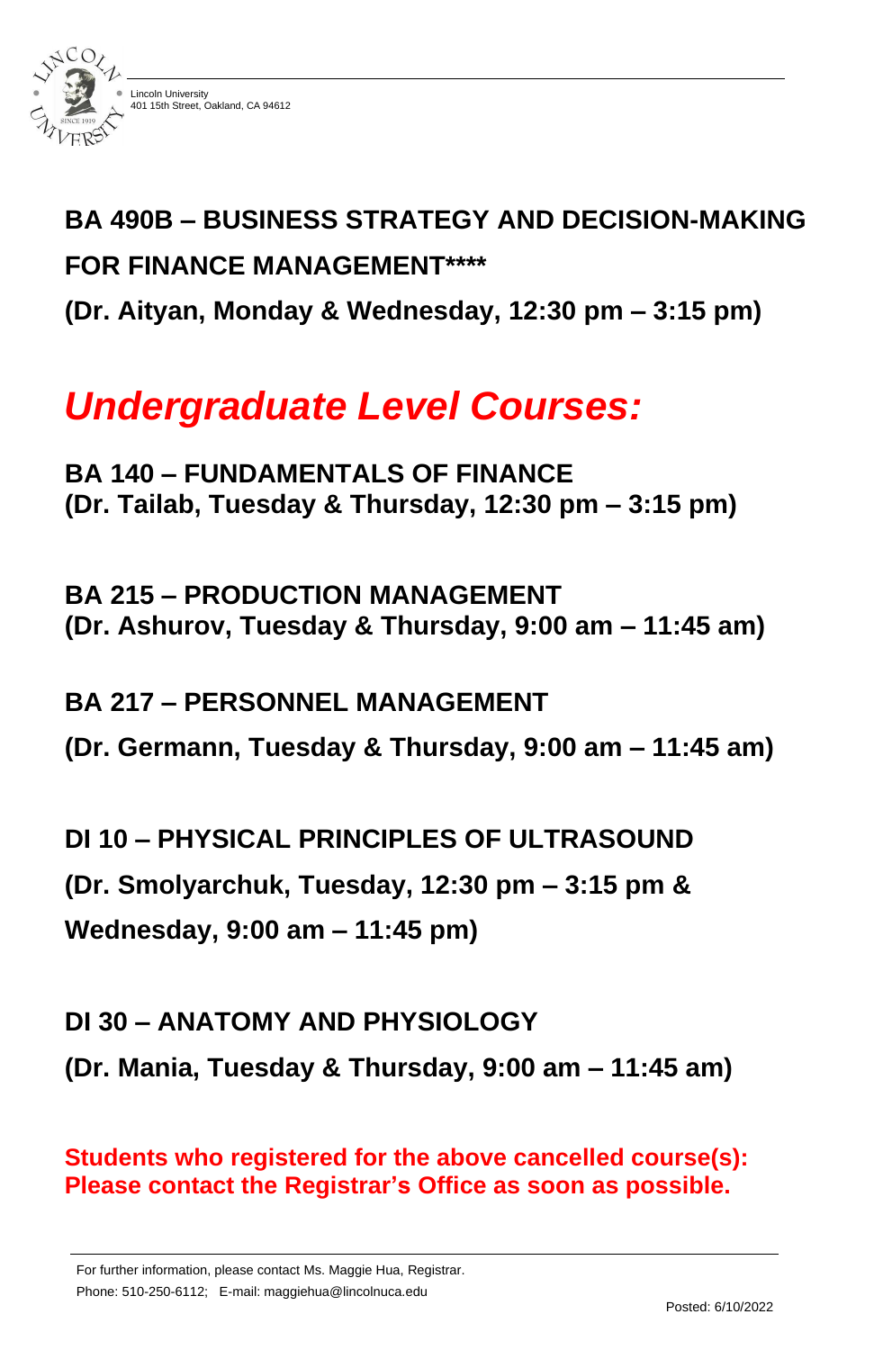**BA 490B – BUSINESS STRATEGY AND DECISION-MAKING FOR FINANCE MANAGEMENT\*\*\*\***

**(Dr. Aityan, Monday & Wednesday, 12:30 pm – 3:15 pm)**

## *Undergraduate Level Courses:*

**BA 140 – FUNDAMENTALS OF FINANCE**
**(Dr. Tailab, Tuesday & Thursday, 12:30 pm – 3:15 pm)**

**BA 215 – PRODUCTION MANAGEMENT**
**(Dr. Ashurov, Tuesday & Thursday, 9:00 am – 11:45 am)**

**BA 217 – PERSONNEL MANAGEMENT**
**(Dr. Germann, Tuesday & Thursday, 9:00 am – 11:45 am)**

**DI 10 – PHYSICAL PRINCIPLES OF ULTRASOUND**
**(Dr. Smolyarchuk, Tuesday, 12:30 pm – 3:15 pm & Wednesday, 9:00 am – 11:45 pm)**

**DI 30 – ANATOMY AND PHYSIOLOGY**
**(Dr. Mania, Tuesday & Thursday, 9:00 am – 11:45 am)**

**Students who registered for the above cancelled course(s): Please contact the Registrar's Office as soon as possible.**

For further information, please contact Ms. Maggie Hua, Registrar.
Phone: 510-250-6112; E-mail: maggiehua@lincolnuca.edu

Posted: 6/10/2022